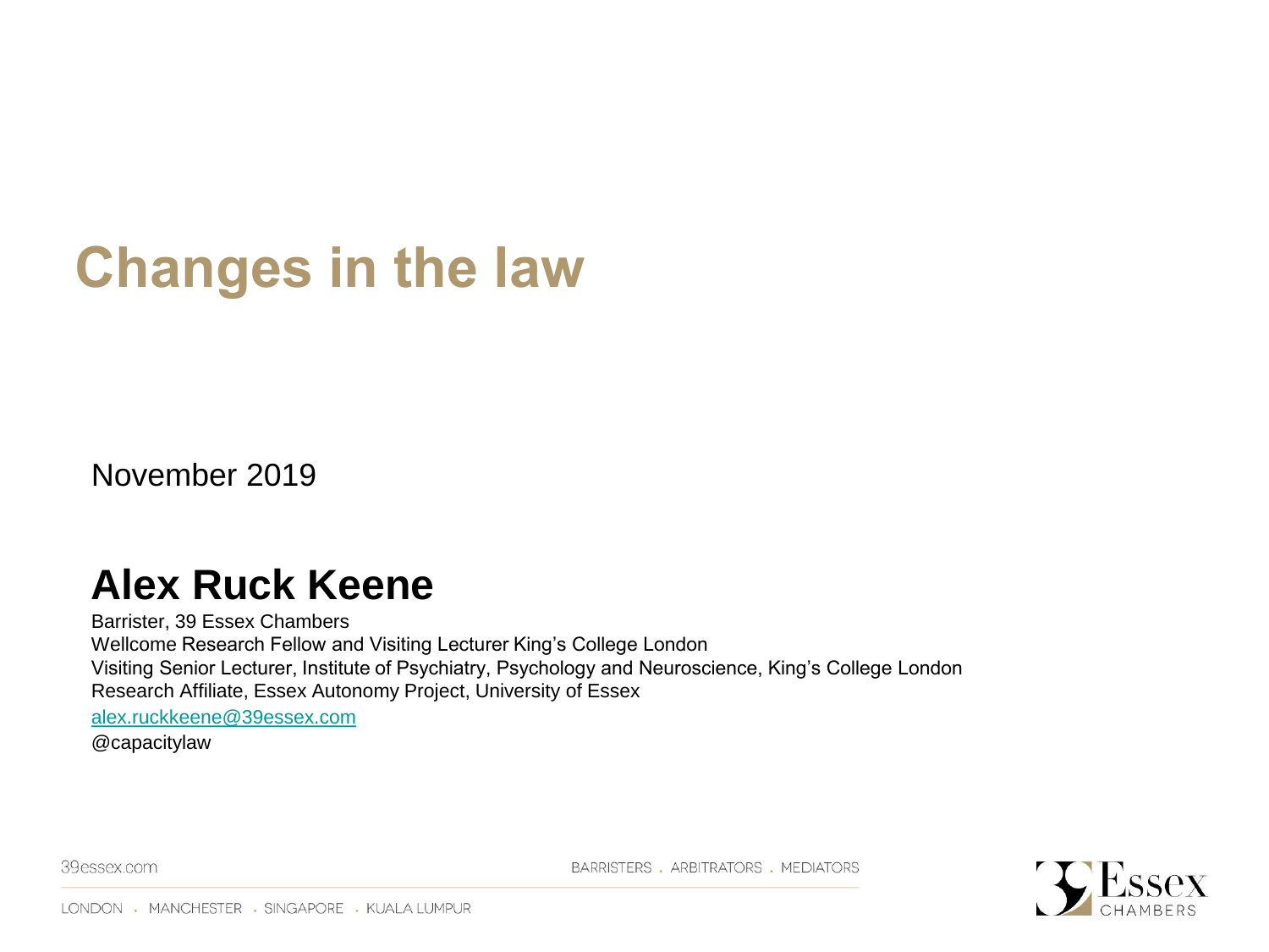# Changes in the law

November 2019

## Alex Ruck Keene

Barrister, 39 Essex Chambers
Wellcome Research Fellow and Visiting Lecturer King's College London
Visiting Senior Lecturer, Institute of Psychiatry, Psychology and Neuroscience, King's College London
Research Affiliate, Essex Autonomy Project, University of Essex

alex.ruckkeene@39essex.com

@capacitylaw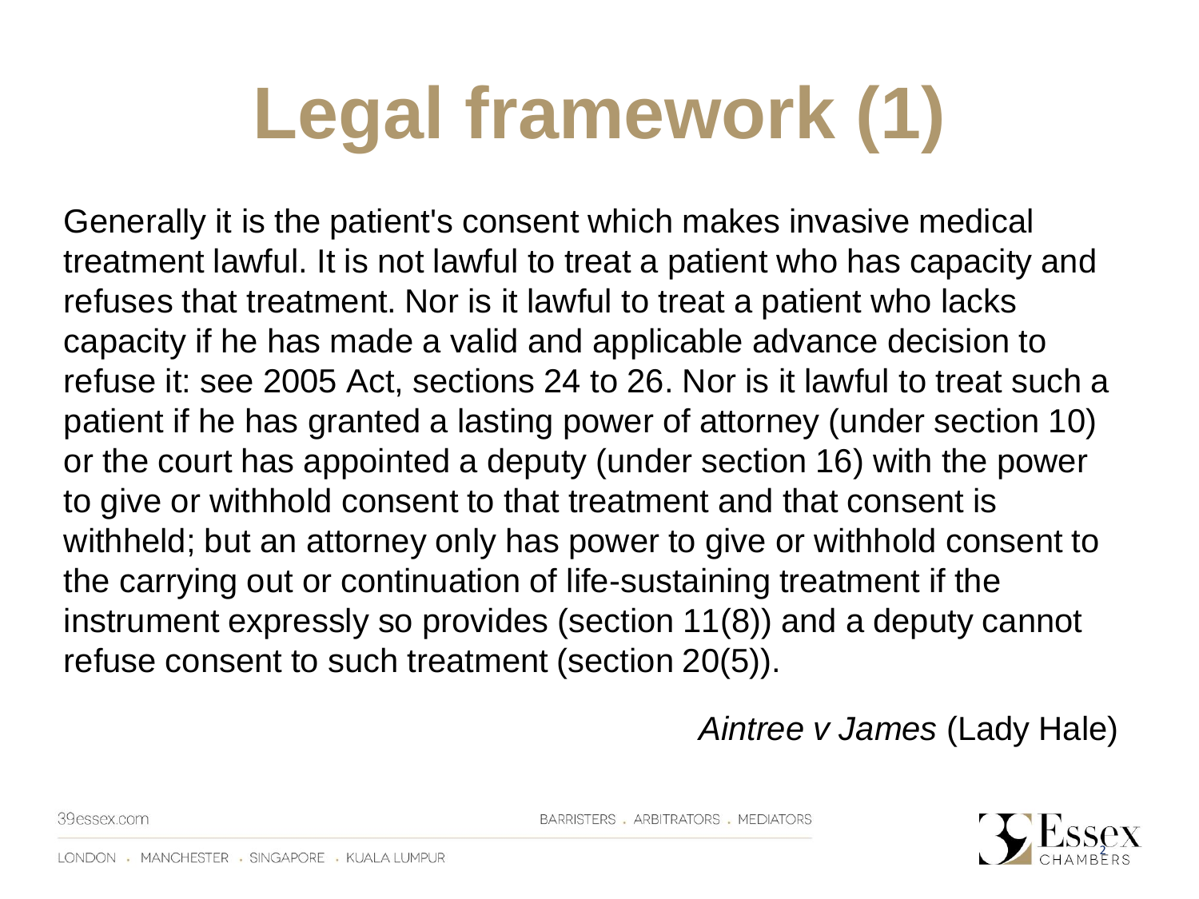# Legal framework (1)

Generally it is the patient's consent which makes invasive medical treatment lawful. It is not lawful to treat a patient who has capacity and refuses that treatment. Nor is it lawful to treat a patient who lacks capacity if he has made a valid and applicable advance decision to refuse it: see 2005 Act, sections 24 to 26. Nor is it lawful to treat such a patient if he has granted a lasting power of attorney (under section 10) or the court has appointed a deputy (under section 16) with the power to give or withhold consent to that treatment and that consent is withheld; but an attorney only has power to give or withhold consent to the carrying out or continuation of life-sustaining treatment if the instrument expressly so provides (section 11(8)) and a deputy cannot refuse consent to such treatment (section 20(5)).

*Aintree v James* (Lady Hale)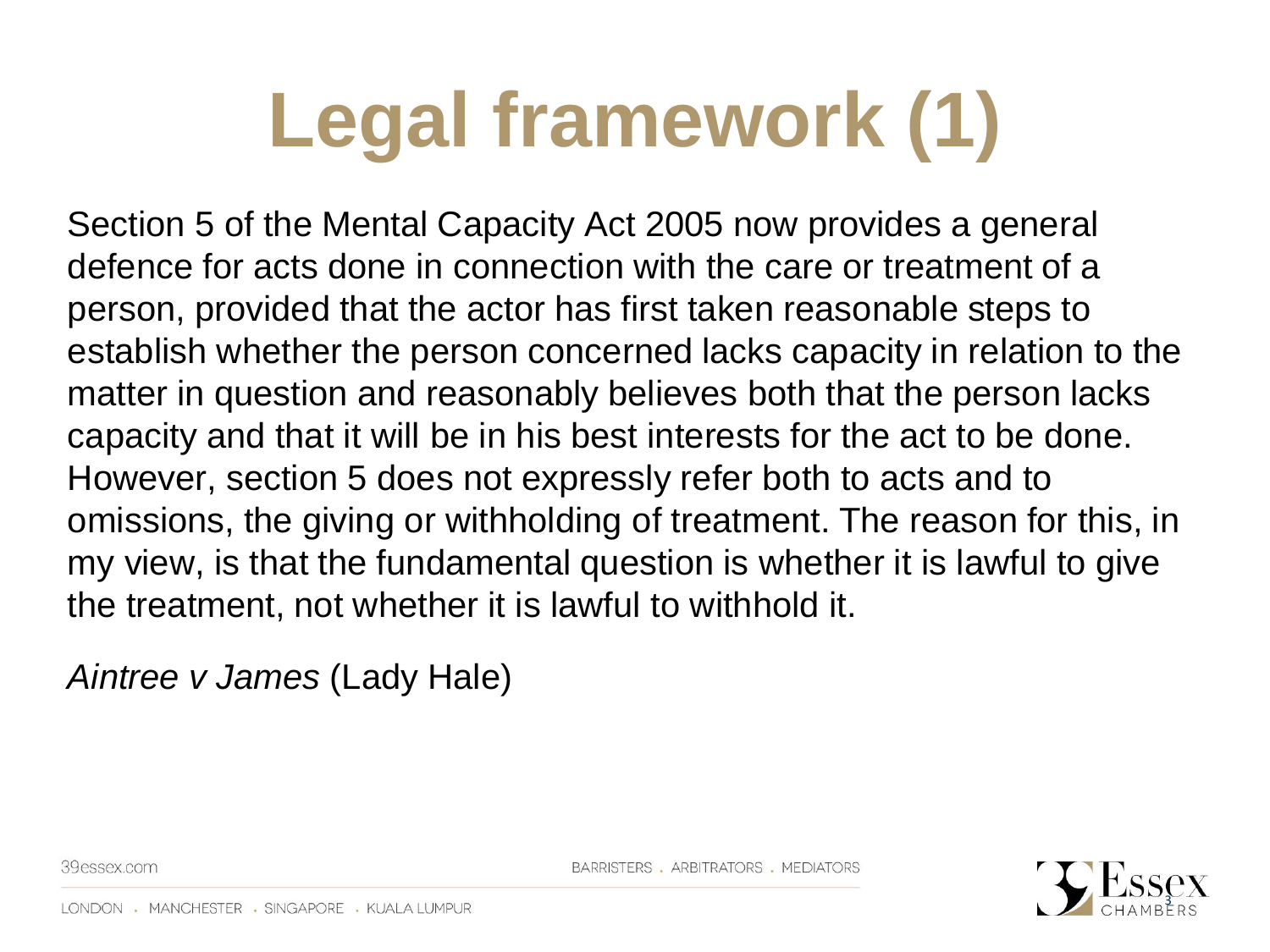# Legal framework (1)

Section 5 of the Mental Capacity Act 2005 now provides a general defence for acts done in connection with the care or treatment of a person, provided that the actor has first taken reasonable steps to establish whether the person concerned lacks capacity in relation to the matter in question and reasonably believes both that the person lacks capacity and that it will be in his best interests for the act to be done. However, section 5 does not expressly refer both to acts and to omissions, the giving or withholding of treatment. The reason for this, in my view, is that the fundamental question is whether it is lawful to give the treatment, not whether it is lawful to withhold it.

*Aintree v James* (Lady Hale)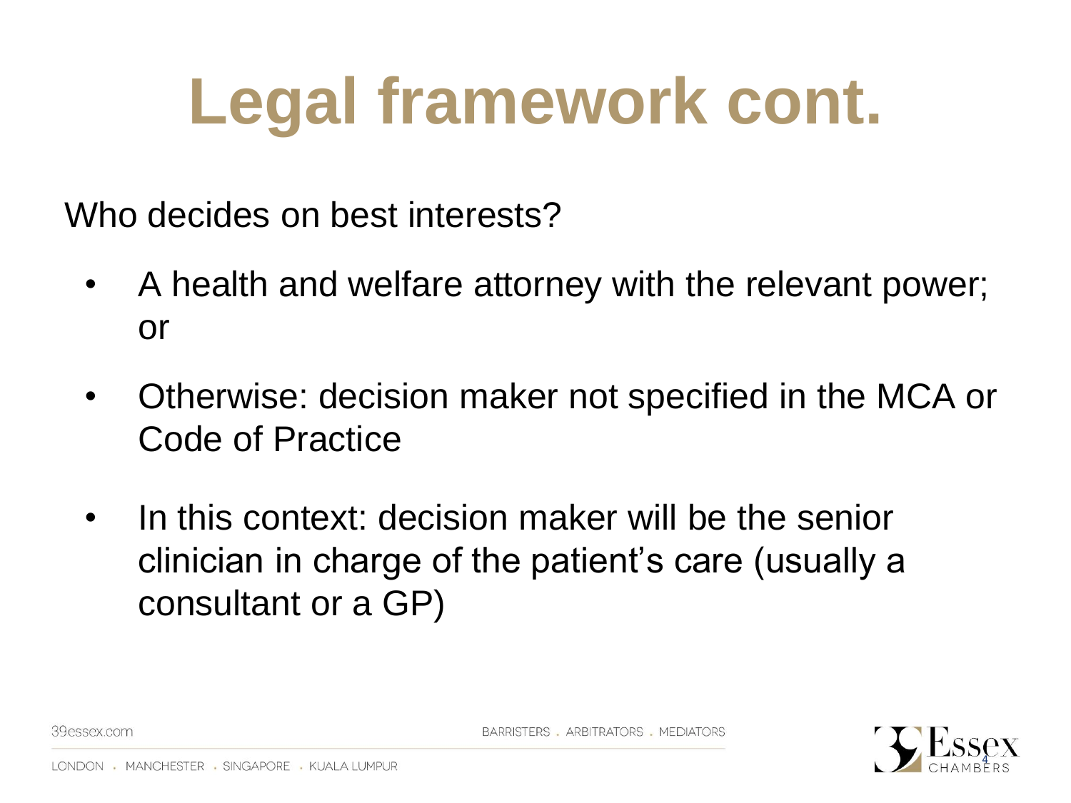# Legal framework cont.

Who decides on best interests?

- A health and welfare attorney with the relevant power; or
- Otherwise: decision maker not specified in the MCA or Code of Practice
- In this context: decision maker will be the senior clinician in charge of the patient's care (usually a consultant or a GP)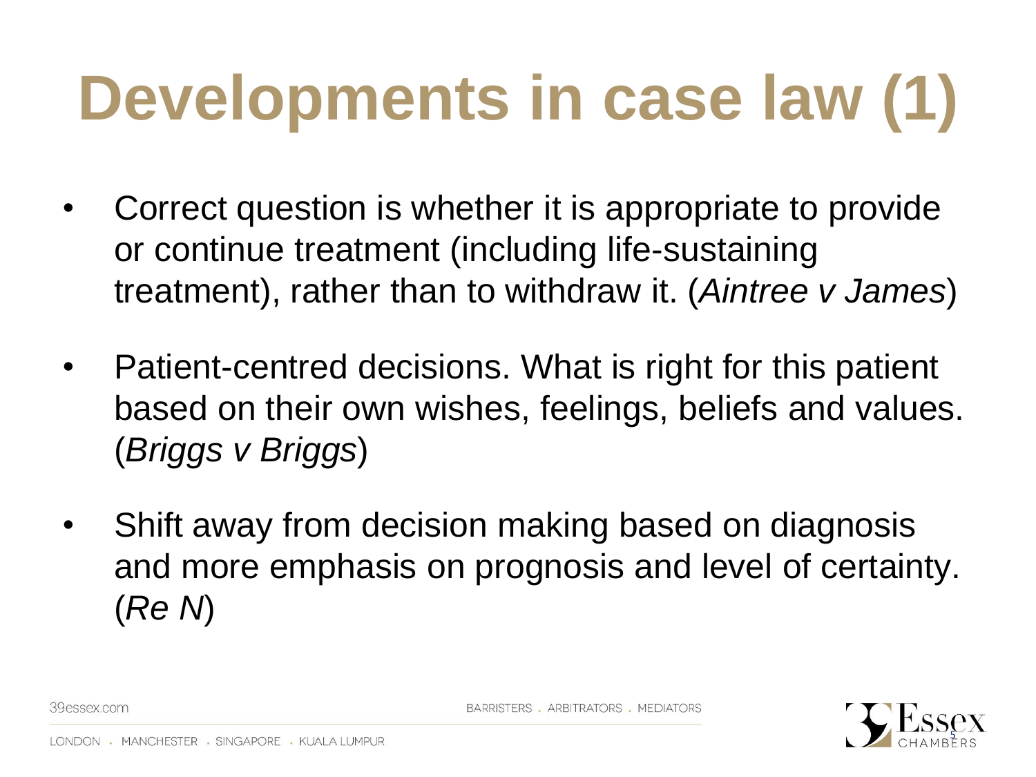# Developments in case law (1)

- Correct question is whether it is appropriate to provide or continue treatment (including life-sustaining treatment), rather than to withdraw it. (*Aintree v James*)
- Patient-centred decisions. What is right for this patient based on their own wishes, feelings, beliefs and values. (*Briggs v Briggs*)
- Shift away from decision making based on diagnosis and more emphasis on prognosis and level of certainty. (*Re N*)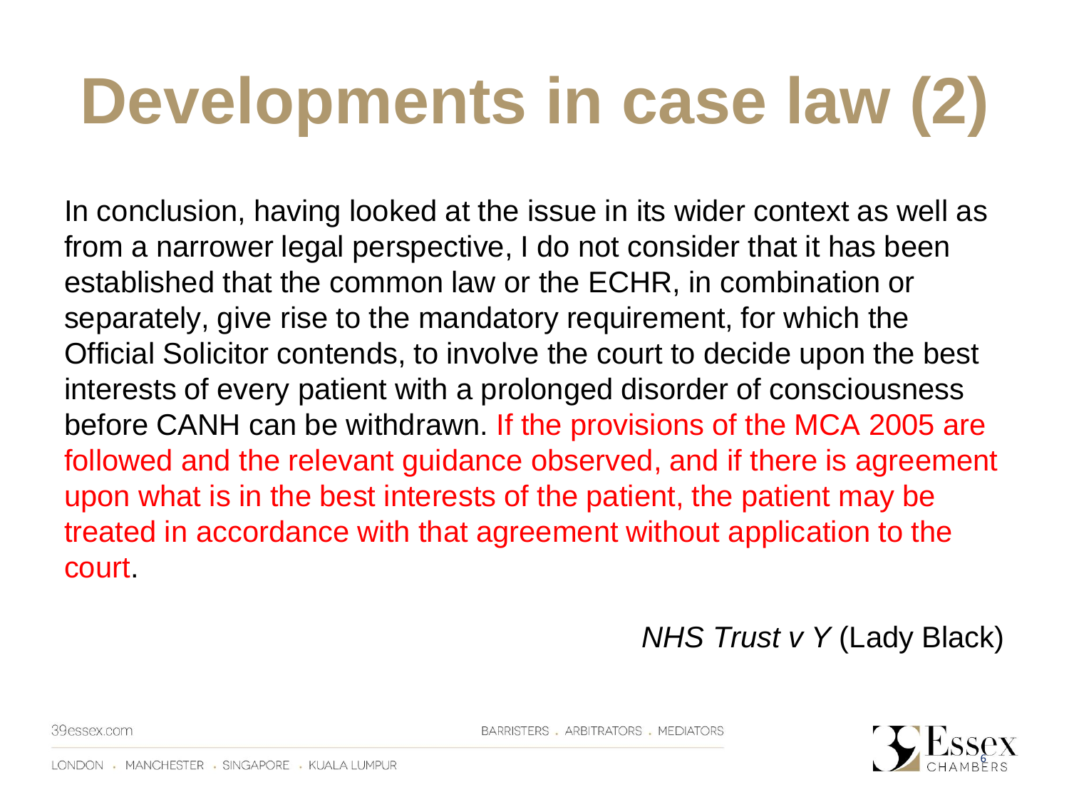# Developments in case law (2)

In conclusion, having looked at the issue in its wider context as well as from a narrower legal perspective, I do not consider that it has been established that the common law or the ECHR, in combination or separately, give rise to the mandatory requirement, for which the Official Solicitor contends, to involve the court to decide upon the best interests of every patient with a prolonged disorder of consciousness before CANH can be withdrawn. If the provisions of the MCA 2005 are followed and the relevant guidance observed, and if there is agreement upon what is in the best interests of the patient, the patient may be treated in accordance with that agreement without application to the court.

*NHS Trust v Y* (Lady Black)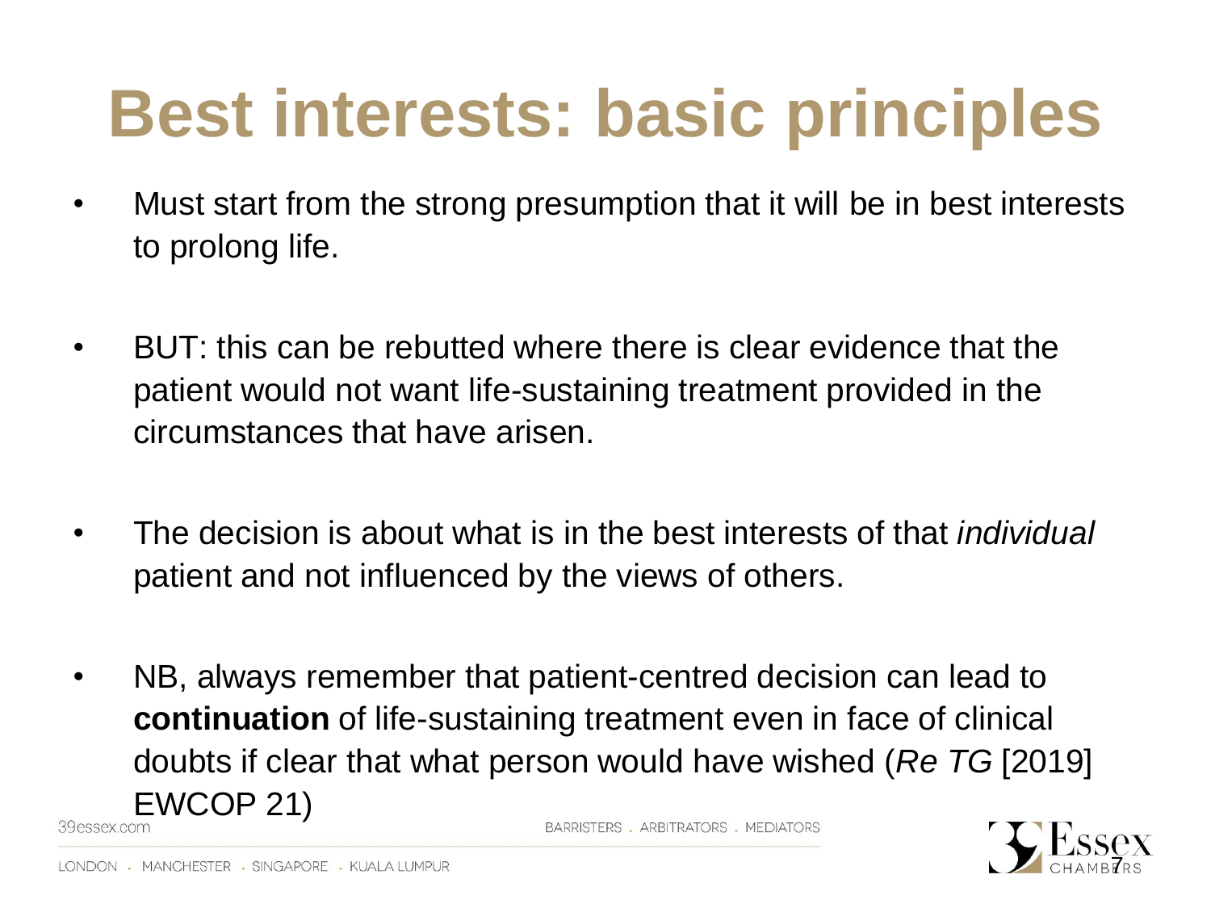# Best interests: basic principles

- Must start from the strong presumption that it will be in best interests to prolong life.

- BUT: this can be rebutted where there is clear evidence that the patient would not want life-sustaining treatment provided in the circumstances that have arisen.

- The decision is about what is in the best interests of that *individual* patient and not influenced by the views of others.

- NB, always remember that patient-centred decision can lead to **continuation** of life-sustaining treatment even in face of clinical doubts if clear that what person would have wished (*Re TG* [2019] EWCOP 21)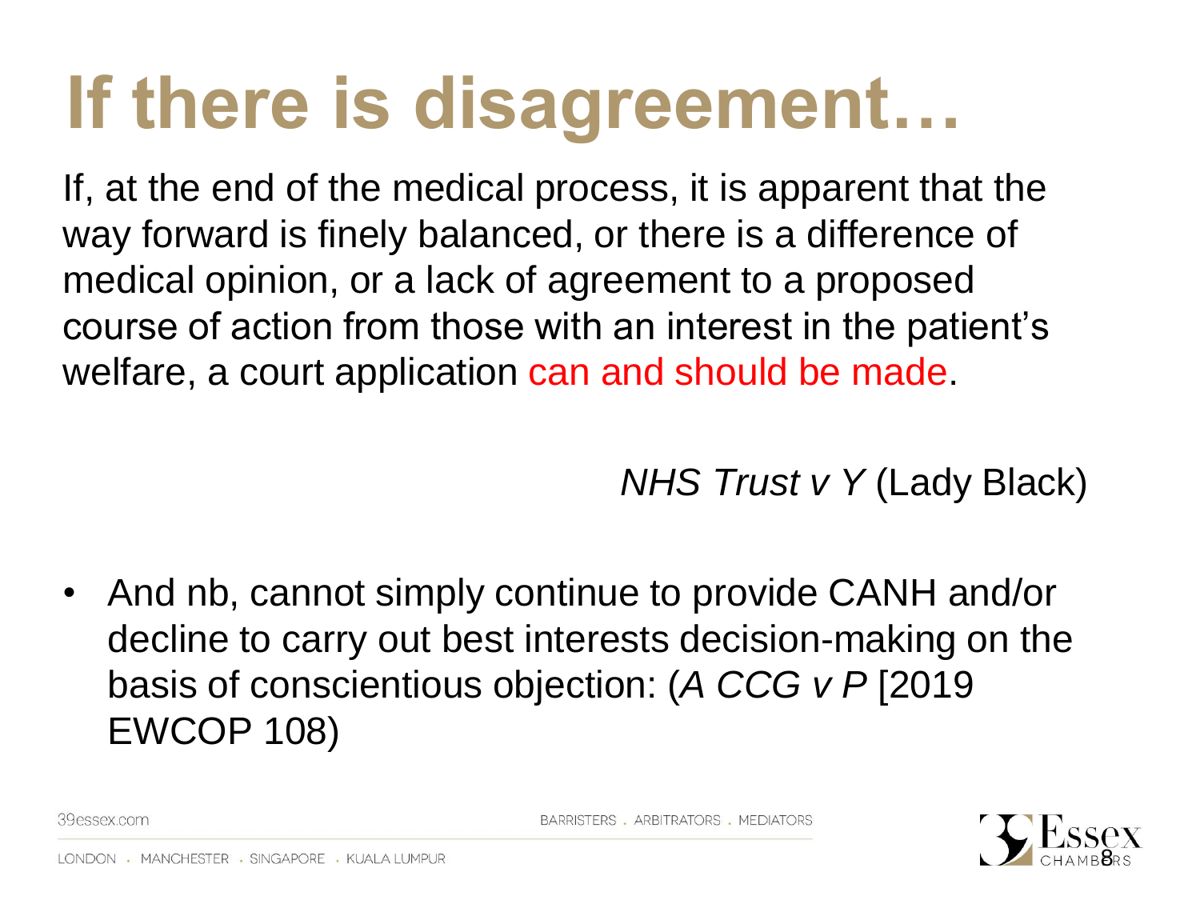# If there is disagreement…

If, at the end of the medical process, it is apparent that the way forward is finely balanced, or there is a difference of medical opinion, or a lack of agreement to a proposed course of action from those with an interest in the patient's welfare, a court application can and should be made.

*NHS Trust v Y* (Lady Black)

- And nb, cannot simply continue to provide CANH and/or decline to carry out best interests decision-making on the basis of conscientious objection: (*A CCG v P* [2019 EWCOP 108)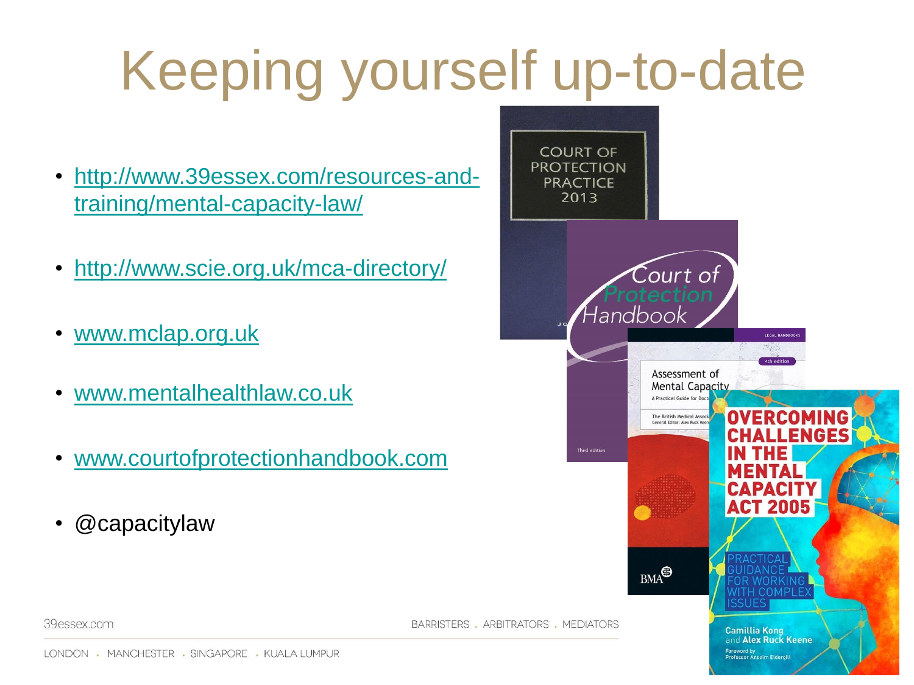# Keeping yourself up-to-date

- http://www.39essex.com/resources-and-training/mental-capacity-law/
- http://www.scie.org.uk/mca-directory/
- www.mclap.org.uk
- www.mentalhealthlaw.co.uk
- www.courtofprotectionhandbook.com
- @capacitylaw